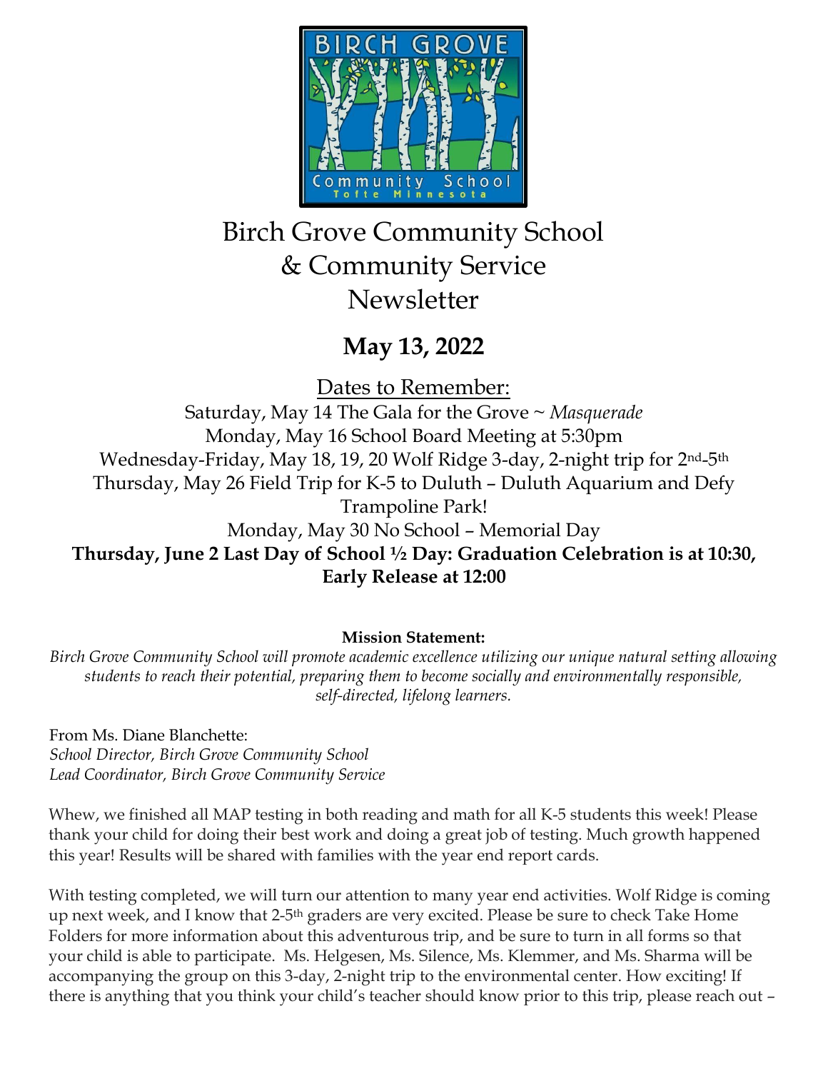# Birch Grove Community School & Community Service Newsletter

## May 13, 2022

Dates to Remember:

Saturday, May 14 The Gala for the Grove ~ *Masquerade*

Monday, May 16 School Board Meeting at 5:30pm

Wednesday-Friday, May 18, 19, 20 Wolf Ridge 3-day, 2-night trip for 2nd-5th

Thursday, May 26 Field Trip for K-5 to Duluth – Duluth Aquarium and Defy Trampoline Park!

Monday, May 30 No School – Memorial Day

**Thursday, June 2 Last Day of School ½ Day: Graduation Celebration is at 10:30, Early Release at 12:00**

**Mission Statement:**

*Birch Grove Community School will promote academic excellence utilizing our unique natural setting allowing students to reach their potential, preparing them to become socially and environmentally responsible, self-directed, lifelong learners.*

From Ms. Diane Blanchette:
*School Director, Birch Grove Community School*
*Lead Coordinator, Birch Grove Community Service*

Whew, we finished all MAP testing in both reading and math for all K-5 students this week! Please thank your child for doing their best work and doing a great job of testing. Much growth happened this year! Results will be shared with families with the year end report cards.

With testing completed, we will turn our attention to many year end activities. Wolf Ridge is coming up next week, and I know that 2-5th graders are very excited. Please be sure to check Take Home Folders for more information about this adventurous trip, and be sure to turn in all forms so that your child is able to participate. Ms. Helgesen, Ms. Silence, Ms. Klemmer, and Ms. Sharma will be accompanying the group on this 3-day, 2-night trip to the environmental center. How exciting! If there is anything that you think your child's teacher should know prior to this trip, please reach out –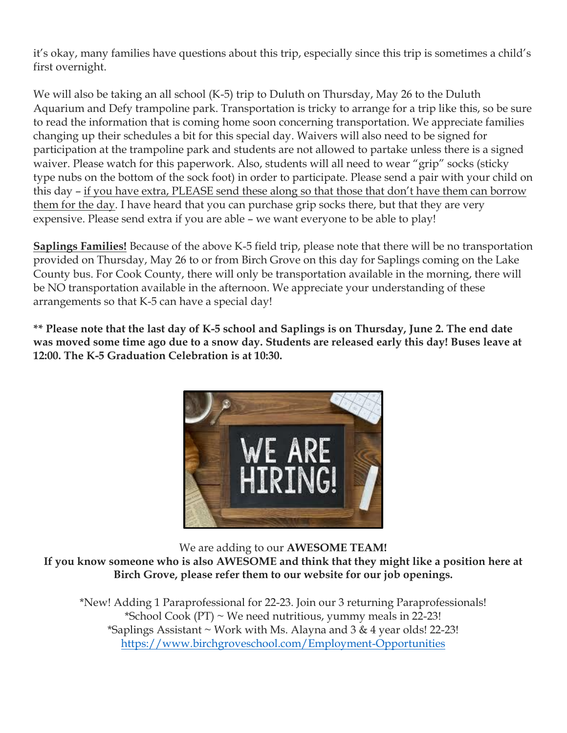it's okay, many families have questions about this trip, especially since this trip is sometimes a child's first overnight.

We will also be taking an all school (K-5) trip to Duluth on Thursday, May 26 to the Duluth Aquarium and Defy trampoline park. Transportation is tricky to arrange for a trip like this, so be sure to read the information that is coming home soon concerning transportation. We appreciate families changing up their schedules a bit for this special day. Waivers will also need to be signed for participation at the trampoline park and students are not allowed to partake unless there is a signed waiver. Please watch for this paperwork. Also, students will all need to wear "grip" socks (sticky type nubs on the bottom of the sock foot) in order to participate. Please send a pair with your child on this day – <u>if you have extra, PLEASE send these along so that those that don't have them can borrow them for the day</u>. I have heard that you can purchase grip socks there, but that they are very expensive. Please send extra if you are able – we want everyone to be able to play!

**<u>Saplings Families!</u>** Because of the above K-5 field trip, please note that there will be no transportation provided on Thursday, May 26 to or from Birch Grove on this day for Saplings coming on the Lake County bus. For Cook County, there will only be transportation available in the morning, there will be NO transportation available in the afternoon. We appreciate your understanding of these arrangements so that K-5 can have a special day!

**** Please note that the last day of K-5 school and Saplings is on Thursday, June 2. The end date was moved some time ago due to a snow day. Students are released early this day! Buses leave at 12:00. The K-5 Graduation Celebration is at 10:30.**

We are adding to our **AWESOME TEAM!**

**If you know someone who is also AWESOME and think that they might like a position here at Birch Grove, please refer them to our website for our job openings.**

*New! Adding 1 Paraprofessional for 22-23. Join our 3 returning Paraprofessionals!
*School Cook (PT) ~ We need nutritious, yummy meals in 22-23!
*Saplings Assistant ~ Work with Ms. Alayna and 3 & 4 year olds! 22-23!
https://www.birchgroveschool.com/Employment-Opportunities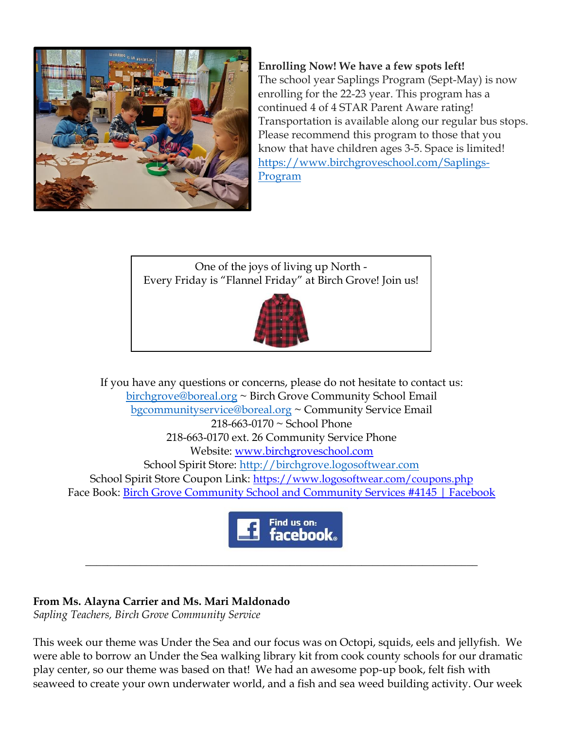**Enrolling Now! We have a few spots left!**
The school year Saplings Program (Sept-May) is now enrolling for the 22-23 year. This program has a continued 4 of 4 STAR Parent Aware rating! Transportation is available along our regular bus stops. Please recommend this program to those that you know that have children ages 3-5. Space is limited!
https://www.birchgroveschool.com/Saplings-Program

One of the joys of living up North -
Every Friday is "Flannel Friday" at Birch Grove! Join us!

If you have any questions or concerns, please do not hesitate to contact us:
birchgrove@boreal.org ~ Birch Grove Community School Email
bgcommunityservice@boreal.org ~ Community Service Email
218-663-0170 ~ School Phone
218-663-0170 ext. 26 Community Service Phone
Website: www.birchgroveschool.com
School Spirit Store: http://birchgrove.logosoftwear.com
School Spirit Store Coupon Link: https://www.logosoftwear.com/coupons.php
Face Book: Birch Grove Community School and Community Services #4145 | Facebook

---

**From Ms. Alayna Carrier and Ms. Mari Maldonado**
*Sapling Teachers, Birch Grove Community Service*

This week our theme was Under the Sea and our focus was on Octopi, squids, eels and jellyfish. We were able to borrow an Under the Sea walking library kit from cook county schools for our dramatic play center, so our theme was based on that! We had an awesome pop-up book, felt fish with seaweed to create your own underwater world, and a fish and sea weed building activity. Our week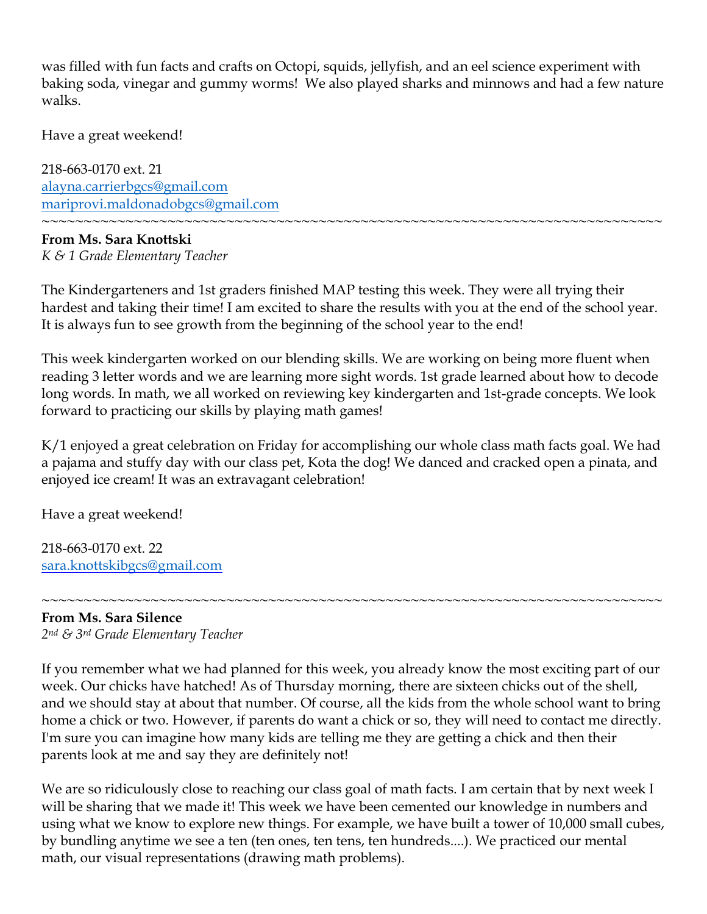was filled with fun facts and crafts on Octopi, squids, jellyfish, and an eel science experiment with baking soda, vinegar and gummy worms! We also played sharks and minnows and had a few nature walks.

Have a great weekend!

218-663-0170 ext. 21
alayna.carrierbgcs@gmail.com
mariprovi.maldonadobgcs@gmail.com

~~~~~~~~~~~~~~~~~~~~~~~~~~~~~~~~~~~~~~~~~~~~~~~~~~~~~~~~~~~~~~~~~~~~~~~~~~~~

**From Ms. Sara Knottski**
*K & 1 Grade Elementary Teacher*

The Kindergarteners and 1st graders finished MAP testing this week. They were all trying their hardest and taking their time! I am excited to share the results with you at the end of the school year. It is always fun to see growth from the beginning of the school year to the end!

This week kindergarten worked on our blending skills. We are working on being more fluent when reading 3 letter words and we are learning more sight words. 1st grade learned about how to decode long words. In math, we all worked on reviewing key kindergarten and 1st-grade concepts. We look forward to practicing our skills by playing math games!

K/1 enjoyed a great celebration on Friday for accomplishing our whole class math facts goal. We had a pajama and stuffy day with our class pet, Kota the dog! We danced and cracked open a pinata, and enjoyed ice cream! It was an extravagant celebration!

Have a great weekend!

218-663-0170 ext. 22
sara.knottskibgcs@gmail.com

~~~~~~~~~~~~~~~~~~~~~~~~~~~~~~~~~~~~~~~~~~~~~~~~~~~~~~~~~~~~~~~~~~~~~~~~~~~~

**From Ms. Sara Silence**
*2nd & 3rd Grade Elementary Teacher*

If you remember what we had planned for this week, you already know the most exciting part of our week. Our chicks have hatched! As of Thursday morning, there are sixteen chicks out of the shell, and we should stay at about that number. Of course, all the kids from the whole school want to bring home a chick or two. However, if parents do want a chick or so, they will need to contact me directly. I'm sure you can imagine how many kids are telling me they are getting a chick and then their parents look at me and say they are definitely not!

We are so ridiculously close to reaching our class goal of math facts. I am certain that by next week I will be sharing that we made it! This week we have been cemented our knowledge in numbers and using what we know to explore new things. For example, we have built a tower of 10,000 small cubes, by bundling anytime we see a ten (ten ones, ten tens, ten hundreds....). We practiced our mental math, our visual representations (drawing math problems).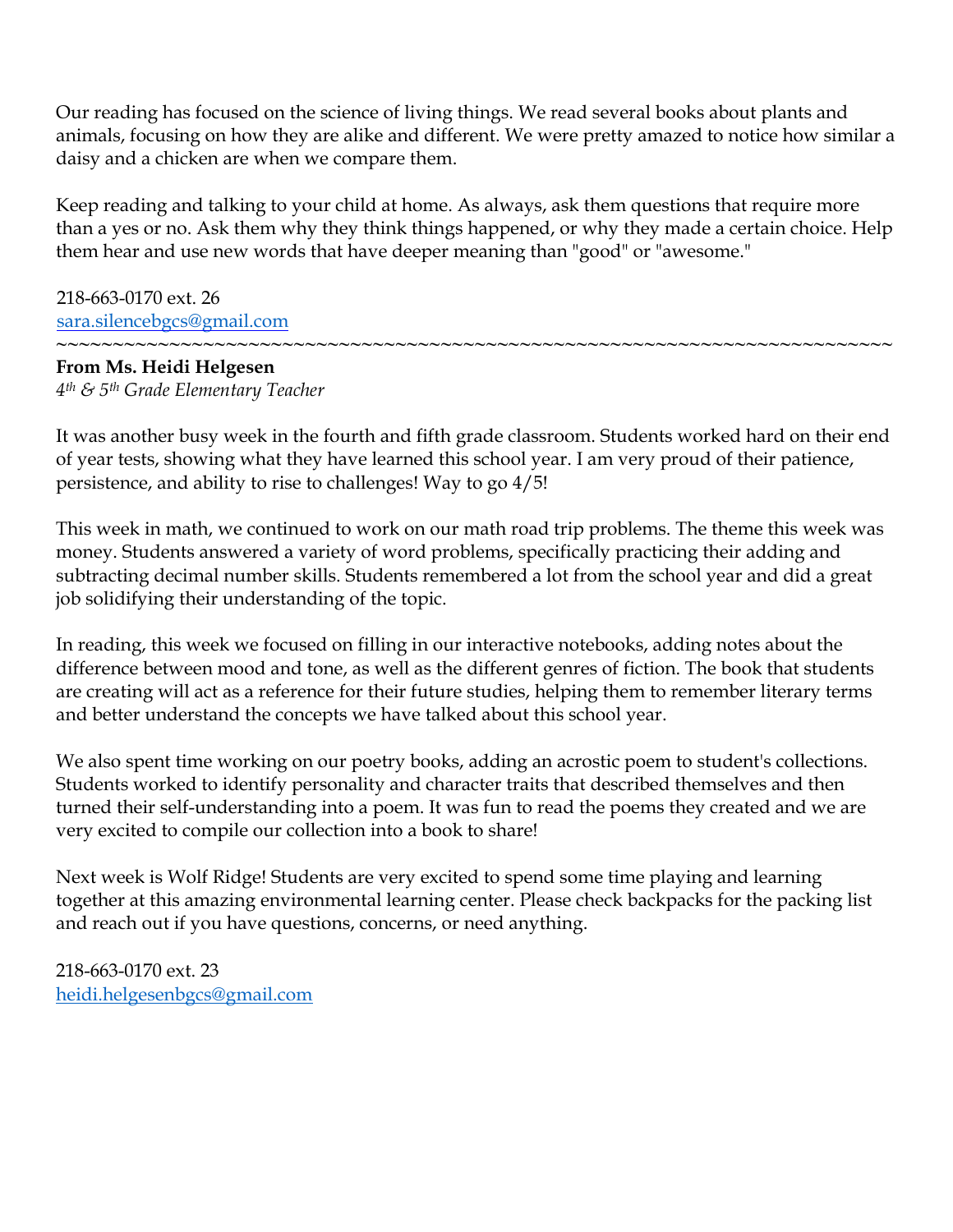Our reading has focused on the science of living things. We read several books about plants and animals, focusing on how they are alike and different. We were pretty amazed to notice how similar a daisy and a chicken are when we compare them.

Keep reading and talking to your child at home. As always, ask them questions that require more than a yes or no. Ask them why they think things happened, or why they made a certain choice. Help them hear and use new words that have deeper meaning than "good" or "awesome."

218-663-0170 ext. 26
sara.silencebgcs@gmail.com

~~~~~~~~~~~~~~~~~~~~~~~~~~~~~~~~~~~~~~~~~~~~~~~~~~~~~~~~~~~~~~~~~~~~~~~~~~~~

**From Ms. Heidi Helgesen**
*4th & 5th Grade Elementary Teacher*

It was another busy week in the fourth and fifth grade classroom. Students worked hard on their end of year tests, showing what they have learned this school year. I am very proud of their patience, persistence, and ability to rise to challenges! Way to go 4/5!

This week in math, we continued to work on our math road trip problems. The theme this week was money. Students answered a variety of word problems, specifically practicing their adding and subtracting decimal number skills. Students remembered a lot from the school year and did a great job solidifying their understanding of the topic.

In reading, this week we focused on filling in our interactive notebooks, adding notes about the difference between mood and tone, as well as the different genres of fiction. The book that students are creating will act as a reference for their future studies, helping them to remember literary terms and better understand the concepts we have talked about this school year.

We also spent time working on our poetry books, adding an acrostic poem to student's collections. Students worked to identify personality and character traits that described themselves and then turned their self-understanding into a poem. It was fun to read the poems they created and we are very excited to compile our collection into a book to share!

Next week is Wolf Ridge! Students are very excited to spend some time playing and learning together at this amazing environmental learning center. Please check backpacks for the packing list and reach out if you have questions, concerns, or need anything.

218-663-0170 ext. 23
heidi.helgesenbgcs@gmail.com